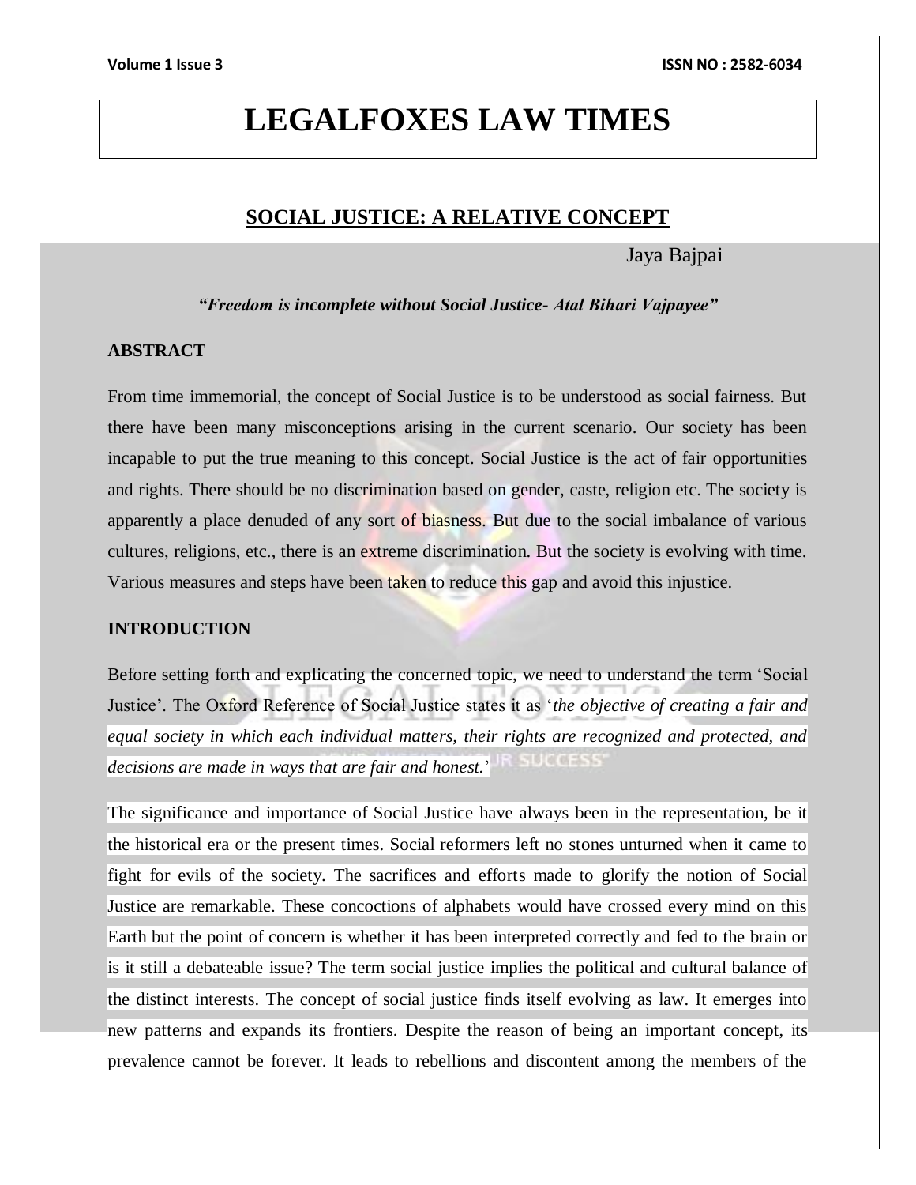# LEGALFOXES LAW TIMES

## SOCIAL JUSTICE: A RELATIVE CONCEPT

Jaya Bajpai

***"Freedom is incomplete without Social Justice- Atal Bihari Vajpayee"***

### ABSTRACT

From time immemorial, the concept of Social Justice is to be understood as social fairness. But there have been many misconceptions arising in the current scenario. Our society has been incapable to put the true meaning to this concept. Social Justice is the act of fair opportunities and rights. There should be no discrimination based on gender, caste, religion etc. The society is apparently a place denuded of any sort of biasness. But due to the social imbalance of various cultures, religions, etc., there is an extreme discrimination. But the society is evolving with time. Various measures and steps have been taken to reduce this gap and avoid this injustice.

### INTRODUCTION

Before setting forth and explicating the concerned topic, we need to understand the term 'Social Justice'. The Oxford Reference of Social Justice states it as '*the objective of creating a fair and equal society in which each individual matters, their rights are recognized and protected, and decisions are made in ways that are fair and honest.*'

The significance and importance of Social Justice have always been in the representation, be it the historical era or the present times. Social reformers left no stones unturned when it came to fight for evils of the society. The sacrifices and efforts made to glorify the notion of Social Justice are remarkable. These concoctions of alphabets would have crossed every mind on this Earth but the point of concern is whether it has been interpreted correctly and fed to the brain or is it still a debateable issue? The term social justice implies the political and cultural balance of the distinct interests. The concept of social justice finds itself evolving as law. It emerges into new patterns and expands its frontiers. Despite the reason of being an important concept, its prevalence cannot be forever. It leads to rebellions and discontent among the members of the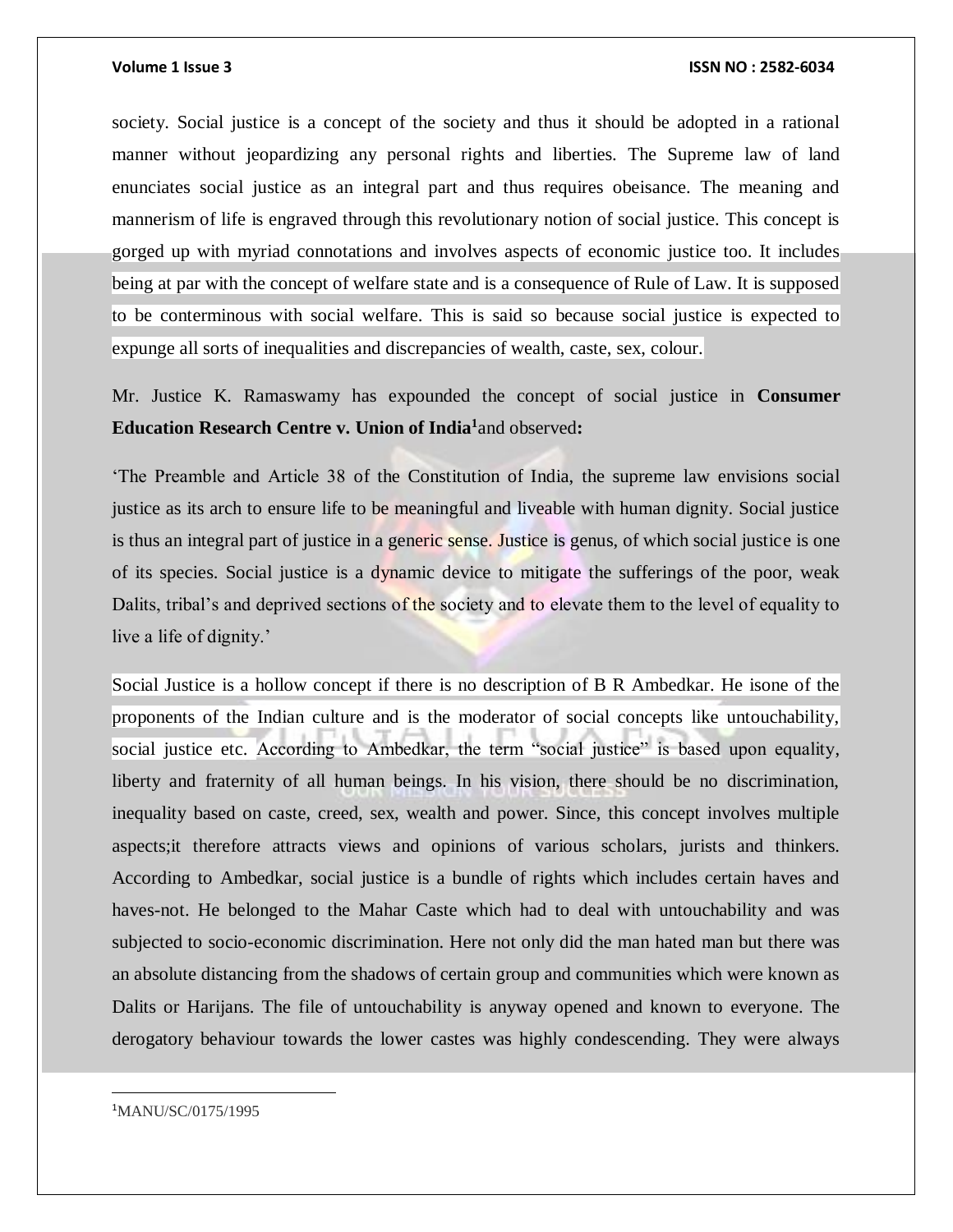society. Social justice is a concept of the society and thus it should be adopted in a rational manner without jeopardizing any personal rights and liberties. The Supreme law of land enunciates social justice as an integral part and thus requires obeisance. The meaning and mannerism of life is engraved through this revolutionary notion of social justice. This concept is gorged up with myriad connotations and involves aspects of economic justice too. It includes being at par with the concept of welfare state and is a consequence of Rule of Law. It is supposed to be conterminous with social welfare. This is said so because social justice is expected to expunge all sorts of inequalities and discrepancies of wealth, caste, sex, colour.

Mr. Justice K. Ramaswamy has expounded the concept of social justice in **Consumer Education Research Centre v. Union of India**[1]and observed**:**

'The Preamble and Article 38 of the Constitution of India, the supreme law envisions social justice as its arch to ensure life to be meaningful and liveable with human dignity. Social justice is thus an integral part of justice in a generic sense. Justice is genus, of which social justice is one of its species. Social justice is a dynamic device to mitigate the sufferings of the poor, weak Dalits, tribal's and deprived sections of the society and to elevate them to the level of equality to live a life of dignity.'

Social Justice is a hollow concept if there is no description of B R Ambedkar. He isone of the proponents of the Indian culture and is the moderator of social concepts like untouchability, social justice etc. According to Ambedkar, the term "social justice" is based upon equality, liberty and fraternity of all human beings. In his vision, there should be no discrimination, inequality based on caste, creed, sex, wealth and power. Since, this concept involves multiple aspects;it therefore attracts views and opinions of various scholars, jurists and thinkers. According to Ambedkar, social justice is a bundle of rights which includes certain haves and haves-not. He belonged to the Mahar Caste which had to deal with untouchability and was subjected to socio-economic discrimination. Here not only did the man hated man but there was an absolute distancing from the shadows of certain group and communities which were known as Dalits or Harijans. The file of untouchability is anyway opened and known to everyone. The derogatory behaviour towards the lower castes was highly condescending. They were always

[1]MANU/SC/0175/1995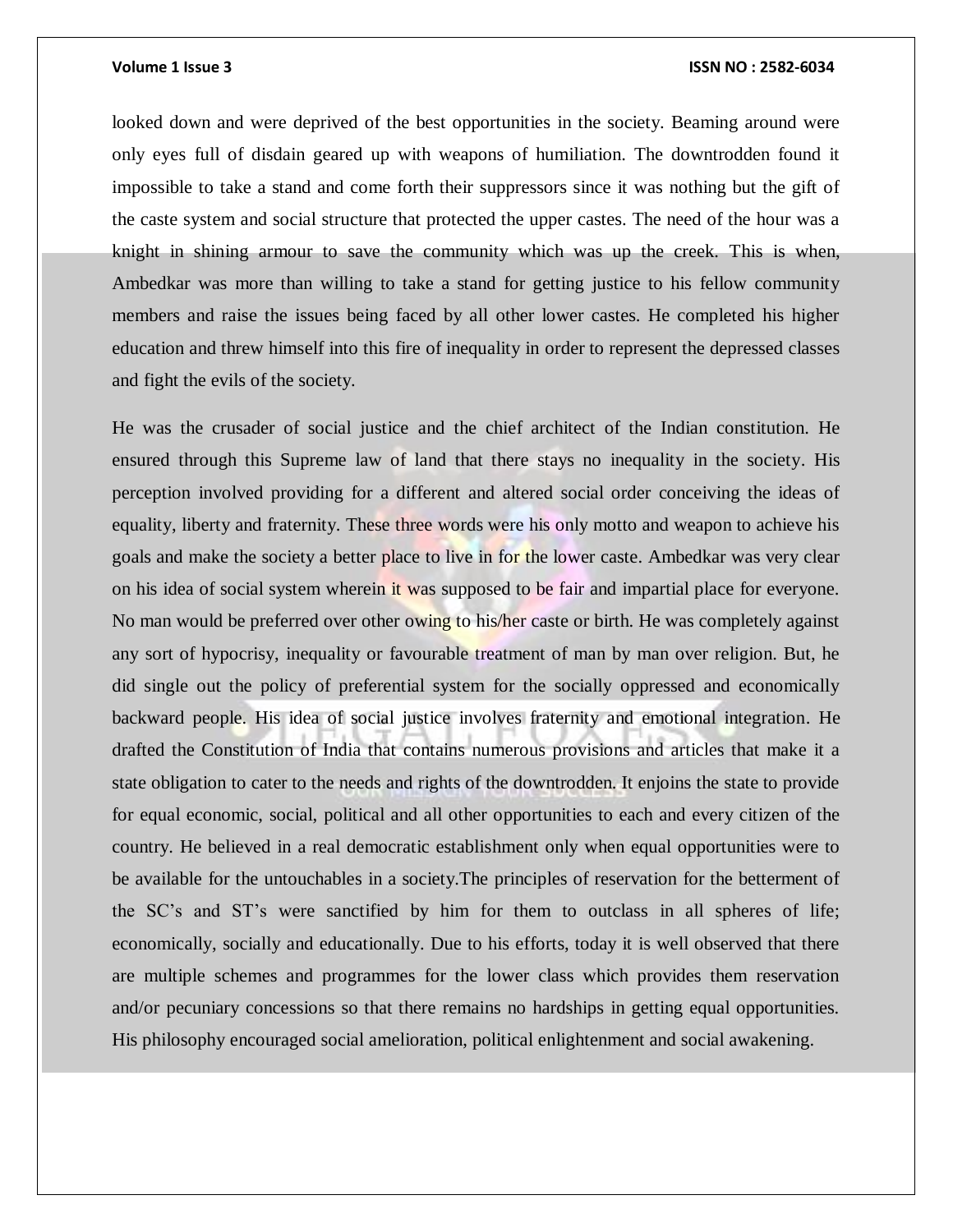looked down and were deprived of the best opportunities in the society. Beaming around were only eyes full of disdain geared up with weapons of humiliation. The downtrodden found it impossible to take a stand and come forth their suppressors since it was nothing but the gift of the caste system and social structure that protected the upper castes. The need of the hour was a knight in shining armour to save the community which was up the creek. This is when, Ambedkar was more than willing to take a stand for getting justice to his fellow community members and raise the issues being faced by all other lower castes. He completed his higher education and threw himself into this fire of inequality in order to represent the depressed classes and fight the evils of the society.

He was the crusader of social justice and the chief architect of the Indian constitution. He ensured through this Supreme law of land that there stays no inequality in the society. His perception involved providing for a different and altered social order conceiving the ideas of equality, liberty and fraternity. These three words were his only motto and weapon to achieve his goals and make the society a better place to live in for the lower caste. Ambedkar was very clear on his idea of social system wherein it was supposed to be fair and impartial place for everyone. No man would be preferred over other owing to his/her caste or birth. He was completely against any sort of hypocrisy, inequality or favourable treatment of man by man over religion. But, he did single out the policy of preferential system for the socially oppressed and economically backward people. His idea of social justice involves fraternity and emotional integration. He drafted the Constitution of India that contains numerous provisions and articles that make it a state obligation to cater to the needs and rights of the downtrodden. It enjoins the state to provide for equal economic, social, political and all other opportunities to each and every citizen of the country. He believed in a real democratic establishment only when equal opportunities were to be available for the untouchables in a society.The principles of reservation for the betterment of the SC's and ST's were sanctified by him for them to outclass in all spheres of life; economically, socially and educationally. Due to his efforts, today it is well observed that there are multiple schemes and programmes for the lower class which provides them reservation and/or pecuniary concessions so that there remains no hardships in getting equal opportunities. His philosophy encouraged social amelioration, political enlightenment and social awakening.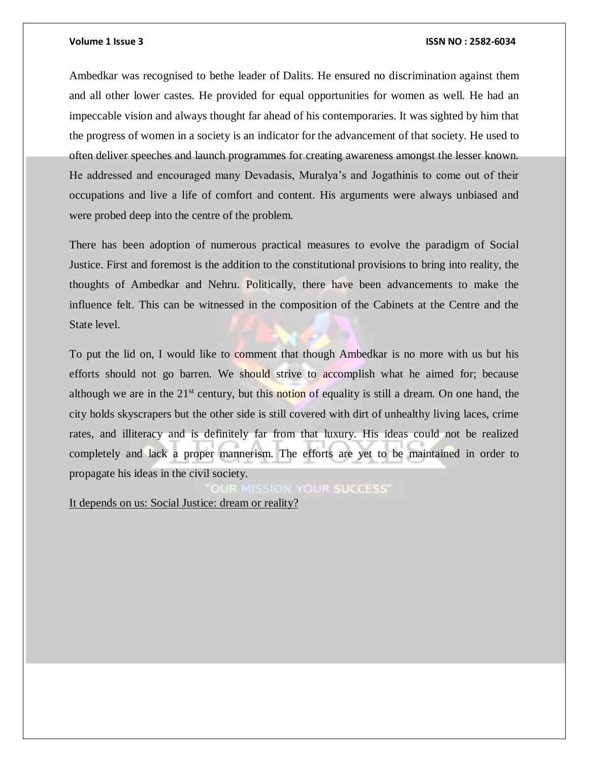Ambedkar was recognised to bethe leader of Dalits. He ensured no discrimination against them and all other lower castes. He provided for equal opportunities for women as well. He had an impeccable vision and always thought far ahead of his contemporaries. It was sighted by him that the progress of women in a society is an indicator for the advancement of that society. He used to often deliver speeches and launch programmes for creating awareness amongst the lesser known. He addressed and encouraged many Devadasis, Muralya's and Jogathinis to come out of their occupations and live a life of comfort and content. His arguments were always unbiased and were probed deep into the centre of the problem.

There has been adoption of numerous practical measures to evolve the paradigm of Social Justice. First and foremost is the addition to the constitutional provisions to bring into reality, the thoughts of Ambedkar and Nehru. Politically, there have been advancements to make the influence felt. This can be witnessed in the composition of the Cabinets at the Centre and the State level.

To put the lid on, I would like to comment that though Ambedkar is no more with us but his efforts should not go barren. We should strive to accomplish what he aimed for; because although we are in the 21st century, but this notion of equality is still a dream. On one hand, the city holds skyscrapers but the other side is still covered with dirt of unhealthy living laces, crime rates, and illiteracy and is definitely far from that luxury. His ideas could not be realized completely and lack a proper mannerism. The efforts are yet to be maintained in order to propagate his ideas in the civil society.

<u>It depends on us: Social Justice: dream or reality?</u>